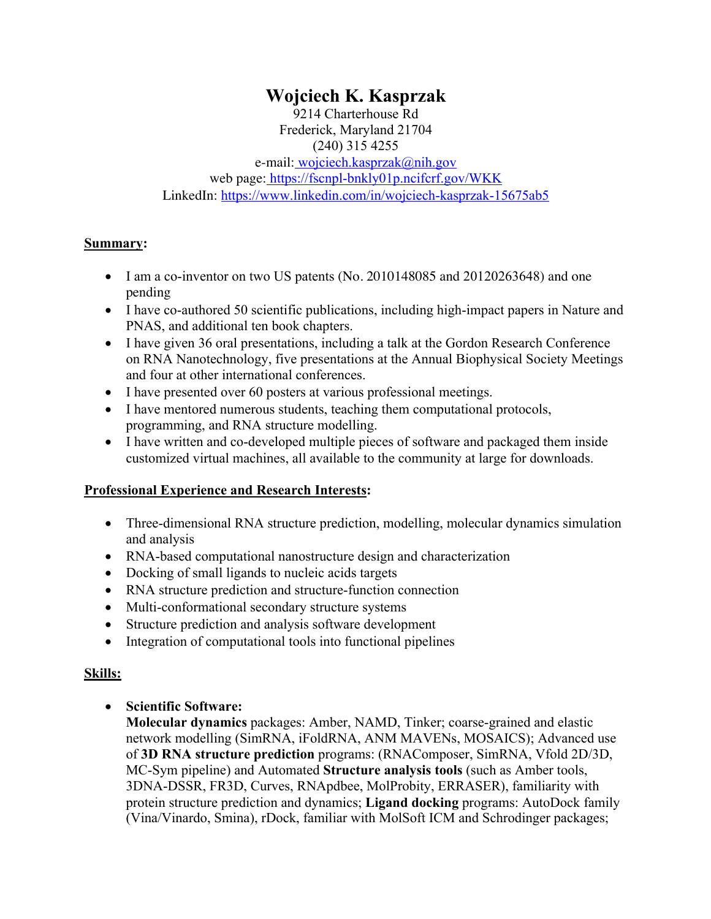# Wojciech K. Kasprzak

9214 Charterhouse Rd
Frederick, Maryland 21704
(240) 315 4255
e-mail: [wojciech.kasprzak@nih.gov](mailto:wojciech.kasprzak@nih.gov)
web page: [https://fscnpl-bnkly01p.ncifcrf.gov/WKK](https://fscnpl-bnkly01p.ncifcrf.gov/WKK)
LinkedIn: [https://www.linkedin.com/in/wojciech-kasprzak-15675ab5](https://www.linkedin.com/in/wojciech-kasprzak-15675ab5)

## Summary:

- I am a co-inventor on two US patents (No. 2010148085 and 20120263648) and one pending
- I have co-authored 50 scientific publications, including high-impact papers in Nature and PNAS, and additional ten book chapters.
- I have given 36 oral presentations, including a talk at the Gordon Research Conference on RNA Nanotechnology, five presentations at the Annual Biophysical Society Meetings and four at other international conferences.
- I have presented over 60 posters at various professional meetings.
- I have mentored numerous students, teaching them computational protocols, programming, and RNA structure modelling.
- I have written and co-developed multiple pieces of software and packaged them inside customized virtual machines, all available to the community at large for downloads.

## Professional Experience and Research Interests:

- Three-dimensional RNA structure prediction, modelling, molecular dynamics simulation and analysis
- RNA-based computational nanostructure design and characterization
- Docking of small ligands to nucleic acids targets
- RNA structure prediction and structure-function connection
- Multi-conformational secondary structure systems
- Structure prediction and analysis software development
- Integration of computational tools into functional pipelines

## Skills:

- **Scientific Software:**
  **Molecular dynamics** packages: Amber, NAMD, Tinker; coarse-grained and elastic network modelling (SimRNA, iFoldRNA, ANM MAVENs, MOSAICS); Advanced use of **3D RNA structure prediction** programs: (RNAComposer, SimRNA, Vfold 2D/3D, MC-Sym pipeline) and Automated **Structure analysis tools** (such as Amber tools, 3DNA-DSSR, FR3D, Curves, RNApdbee, MolProbity, ERRASER), familiarity with protein structure prediction and dynamics; **Ligand docking** programs: AutoDock family (Vina/Vinardo, Smina), rDock, familiar with MolSoft ICM and Schrodinger packages;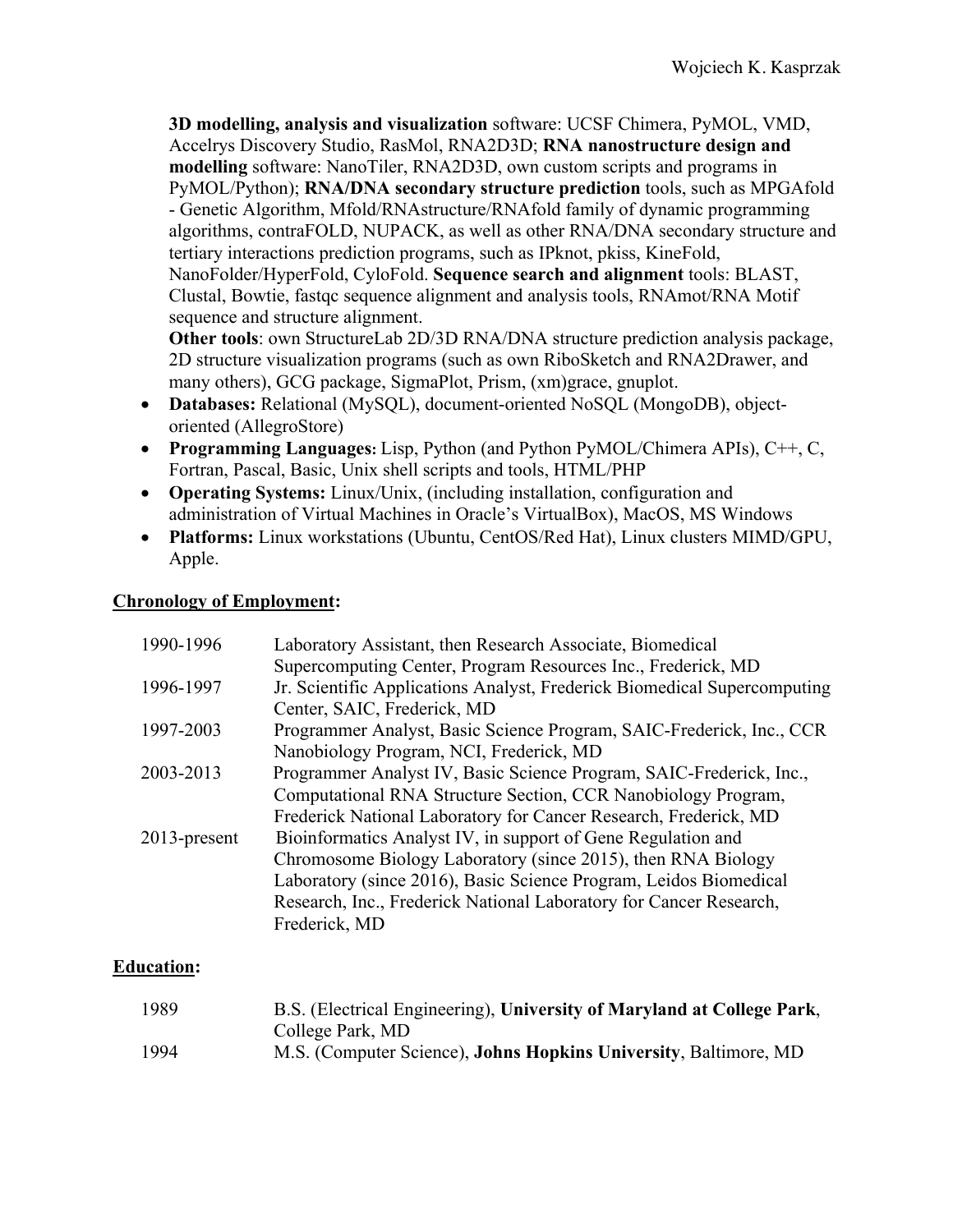**3D modelling, analysis and visualization** software: UCSF Chimera, PyMOL, VMD, Accelrys Discovery Studio, RasMol, RNA2D3D; **RNA nanostructure design and modelling** software: NanoTiler, RNA2D3D, own custom scripts and programs in PyMOL/Python); **RNA/DNA secondary structure prediction** tools, such as MPGAfold - Genetic Algorithm, Mfold/RNAstructure/RNAfold family of dynamic programming algorithms, contraFOLD, NUPACK, as well as other RNA/DNA secondary structure and tertiary interactions prediction programs, such as IPknot, pkiss, KineFold, NanoFolder/HyperFold, CyloFold. **Sequence search and alignment** tools: BLAST, Clustal, Bowtie, fastqc sequence alignment and analysis tools, RNAmot/RNA Motif sequence and structure alignment.
**Other tools**: own StructureLab 2D/3D RNA/DNA structure prediction analysis package, 2D structure visualization programs (such as own RiboSketch and RNA2Drawer, and many others), GCG package, SigmaPlot, Prism, (xm)grace, gnuplot.

- **Databases:** Relational (MySQL), document-oriented NoSQL (MongoDB), object-oriented (AllegroStore)
- **Programming Languages:** Lisp, Python (and Python PyMOL/Chimera APIs), C++, C, Fortran, Pascal, Basic, Unix shell scripts and tools, HTML/PHP
- **Operating Systems:** Linux/Unix, (including installation, configuration and administration of Virtual Machines in Oracle's VirtualBox), MacOS, MS Windows
- **Platforms:** Linux workstations (Ubuntu, CentOS/Red Hat), Linux clusters MIMD/GPU, Apple.

## Chronology of Employment:

| | |
|---|---|
| 1990-1996 | Laboratory Assistant, then Research Associate, Biomedical Supercomputing Center, Program Resources Inc., Frederick, MD |
| 1996-1997 | Jr. Scientific Applications Analyst, Frederick Biomedical Supercomputing Center, SAIC, Frederick, MD |
| 1997-2003 | Programmer Analyst, Basic Science Program, SAIC-Frederick, Inc., CCR Nanobiology Program, NCI, Frederick, MD |
| 2003-2013 | Programmer Analyst IV, Basic Science Program, SAIC-Frederick, Inc., Computational RNA Structure Section, CCR Nanobiology Program, Frederick National Laboratory for Cancer Research, Frederick, MD |
| 2013-present | Bioinformatics Analyst IV, in support of Gene Regulation and Chromosome Biology Laboratory (since 2015), then RNA Biology Laboratory (since 2016), Basic Science Program, Leidos Biomedical Research, Inc., Frederick National Laboratory for Cancer Research, Frederick, MD |

## Education:

| | |
|---|---|
| 1989 | B.S. (Electrical Engineering), **University of Maryland at College Park**, College Park, MD |
| 1994 | M.S. (Computer Science), **Johns Hopkins University**, Baltimore, MD |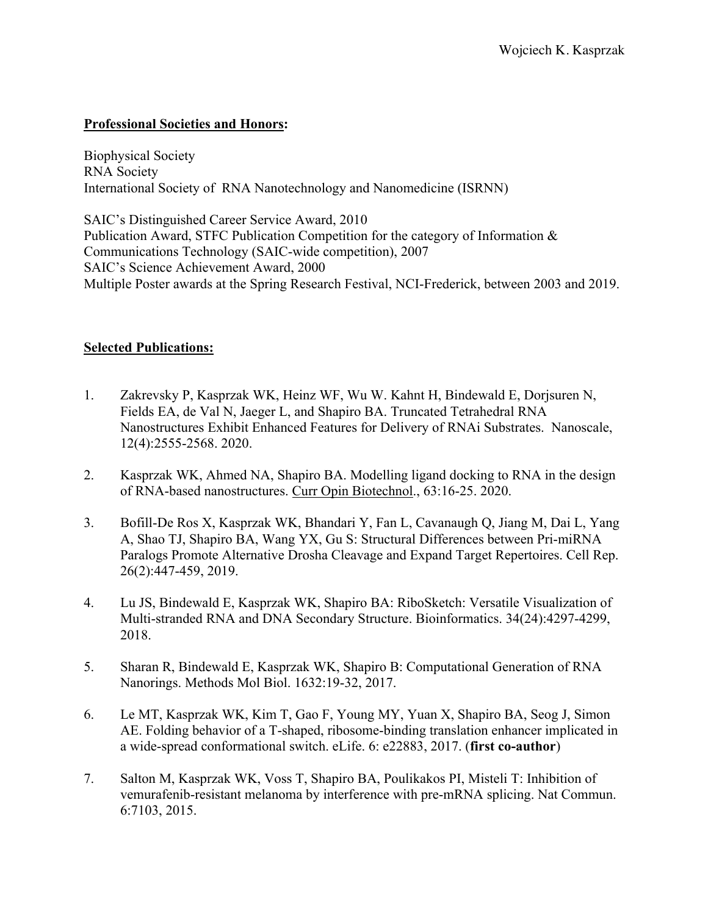**Professional Societies and Honors:**

Biophysical Society
RNA Society
International Society of RNA Nanotechnology and Nanomedicine (ISRNN)

SAIC's Distinguished Career Service Award, 2010
Publication Award, STFC Publication Competition for the category of Information & Communications Technology (SAIC-wide competition), 2007
SAIC's Science Achievement Award, 2000
Multiple Poster awards at the Spring Research Festival, NCI-Frederick, between 2003 and 2019.

**Selected Publications:**

1. Zakrevsky P, Kasprzak WK, Heinz WF, Wu W. Kahnt H, Bindewald E, Dorjsuren N, Fields EA, de Val N, Jaeger L, and Shapiro BA. Truncated Tetrahedral RNA Nanostructures Exhibit Enhanced Features for Delivery of RNAi Substrates. Nanoscale, 12(4):2555-2568. 2020.

2. Kasprzak WK, Ahmed NA, Shapiro BA. Modelling ligand docking to RNA in the design of RNA-based nanostructures. Curr Opin Biotechnol., 63:16-25. 2020.

3. Bofill-De Ros X, Kasprzak WK, Bhandari Y, Fan L, Cavanaugh Q, Jiang M, Dai L, Yang A, Shao TJ, Shapiro BA, Wang YX, Gu S: Structural Differences between Pri-miRNA Paralogs Promote Alternative Drosha Cleavage and Expand Target Repertoires. Cell Rep. 26(2):447-459, 2019.

4. Lu JS, Bindewald E, Kasprzak WK, Shapiro BA: RiboSketch: Versatile Visualization of Multi-stranded RNA and DNA Secondary Structure. Bioinformatics. 34(24):4297-4299, 2018.

5. Sharan R, Bindewald E, Kasprzak WK, Shapiro B: Computational Generation of RNA Nanorings. Methods Mol Biol. 1632:19-32, 2017.

6. Le MT, Kasprzak WK, Kim T, Gao F, Young MY, Yuan X, Shapiro BA, Seog J, Simon AE. Folding behavior of a T-shaped, ribosome-binding translation enhancer implicated in a wide-spread conformational switch. eLife. 6: e22883, 2017. (**first co-author**)

7. Salton M, Kasprzak WK, Voss T, Shapiro BA, Poulikakos PI, Misteli T: Inhibition of vemurafenib-resistant melanoma by interference with pre-mRNA splicing. Nat Commun. 6:7103, 2015.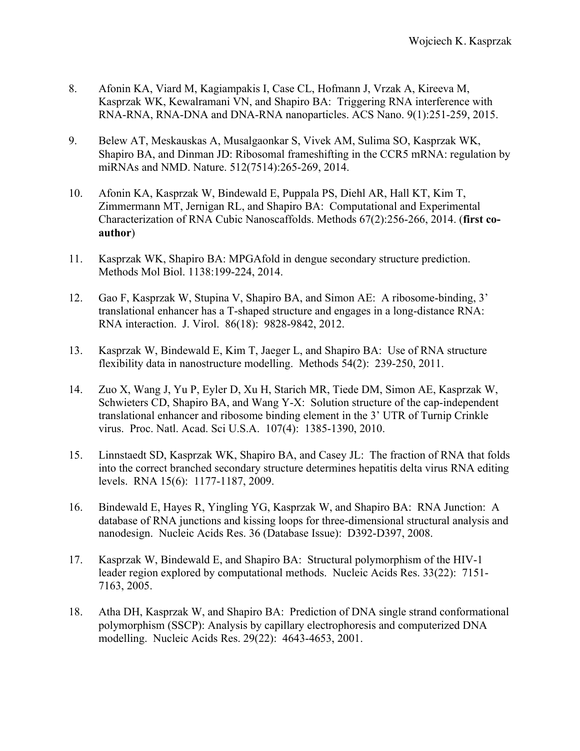8. Afonin KA, Viard M, Kagiampakis I, Case CL, Hofmann J, Vrzak A, Kireeva M, Kasprzak WK, Kewalramani VN, and Shapiro BA: Triggering RNA interference with RNA-RNA, RNA-DNA and DNA-RNA nanoparticles. ACS Nano. 9(1):251-259, 2015.

9. Belew AT, Meskauskas A, Musalgaonkar S, Vivek AM, Sulima SO, Kasprzak WK, Shapiro BA, and Dinman JD: Ribosomal frameshifting in the CCR5 mRNA: regulation by miRNAs and NMD. Nature. 512(7514):265-269, 2014.

10. Afonin KA, Kasprzak W, Bindewald E, Puppala PS, Diehl AR, Hall KT, Kim T, Zimmermann MT, Jernigan RL, and Shapiro BA: Computational and Experimental Characterization of RNA Cubic Nanoscaffolds. Methods 67(2):256-266, 2014. (**first co-author**)

11. Kasprzak WK, Shapiro BA: MPGAfold in dengue secondary structure prediction. Methods Mol Biol. 1138:199-224, 2014.

12. Gao F, Kasprzak W, Stupina V, Shapiro BA, and Simon AE: A ribosome-binding, 3' translational enhancer has a T-shaped structure and engages in a long-distance RNA: RNA interaction. J. Virol. 86(18): 9828-9842, 2012.

13. Kasprzak W, Bindewald E, Kim T, Jaeger L, and Shapiro BA: Use of RNA structure flexibility data in nanostructure modelling. Methods 54(2): 239-250, 2011.

14. Zuo X, Wang J, Yu P, Eyler D, Xu H, Starich MR, Tiede DM, Simon AE, Kasprzak W, Schwieters CD, Shapiro BA, and Wang Y-X: Solution structure of the cap-independent translational enhancer and ribosome binding element in the 3' UTR of Turnip Crinkle virus. Proc. Natl. Acad. Sci U.S.A. 107(4): 1385-1390, 2010.

15. Linnstaedt SD, Kasprzak WK, Shapiro BA, and Casey JL: The fraction of RNA that folds into the correct branched secondary structure determines hepatitis delta virus RNA editing levels. RNA 15(6): 1177-1187, 2009.

16. Bindewald E, Hayes R, Yingling YG, Kasprzak W, and Shapiro BA: RNA Junction: A database of RNA junctions and kissing loops for three-dimensional structural analysis and nanodesign. Nucleic Acids Res. 36 (Database Issue): D392-D397, 2008.

17. Kasprzak W, Bindewald E, and Shapiro BA: Structural polymorphism of the HIV-1 leader region explored by computational methods. Nucleic Acids Res. 33(22): 7151-7163, 2005.

18. Atha DH, Kasprzak W, and Shapiro BA: Prediction of DNA single strand conformational polymorphism (SSCP): Analysis by capillary electrophoresis and computerized DNA modelling. Nucleic Acids Res. 29(22): 4643-4653, 2001.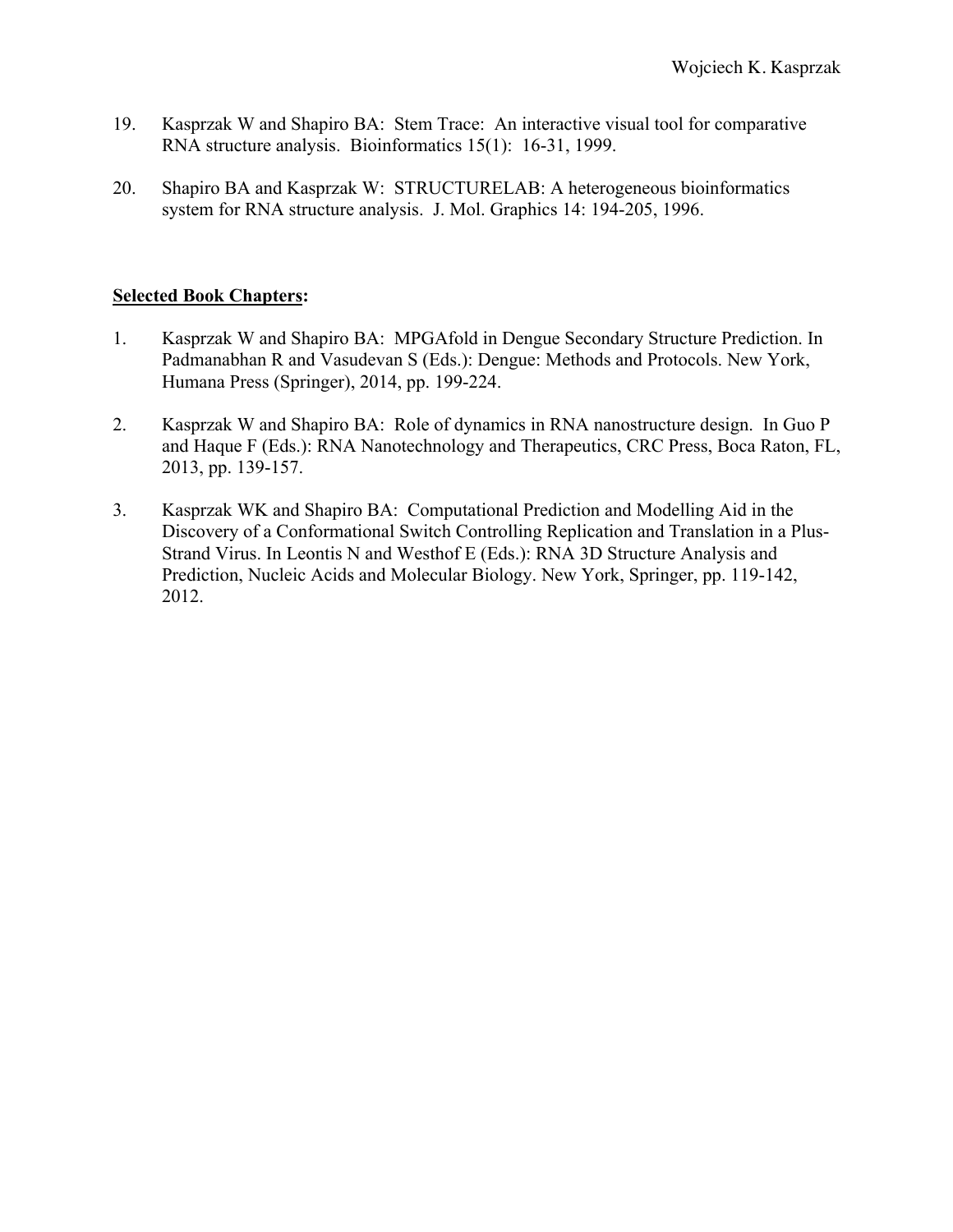19. Kasprzak W and Shapiro BA: Stem Trace: An interactive visual tool for comparative RNA structure analysis. Bioinformatics 15(1): 16-31, 1999.

20. Shapiro BA and Kasprzak W: STRUCTURELAB: A heterogeneous bioinformatics system for RNA structure analysis. J. Mol. Graphics 14: 194-205, 1996.

**<u>Selected Book Chapters</u>:**

1. Kasprzak W and Shapiro BA: MPGAfold in Dengue Secondary Structure Prediction. In Padmanabhan R and Vasudevan S (Eds.): Dengue: Methods and Protocols. New York, Humana Press (Springer), 2014, pp. 199-224.

2. Kasprzak W and Shapiro BA: Role of dynamics in RNA nanostructure design. In Guo P and Haque F (Eds.): RNA Nanotechnology and Therapeutics, CRC Press, Boca Raton, FL, 2013, pp. 139-157.

3. Kasprzak WK and Shapiro BA: Computational Prediction and Modelling Aid in the Discovery of a Conformational Switch Controlling Replication and Translation in a Plus-Strand Virus. In Leontis N and Westhof E (Eds.): RNA 3D Structure Analysis and Prediction, Nucleic Acids and Molecular Biology. New York, Springer, pp. 119-142, 2012.